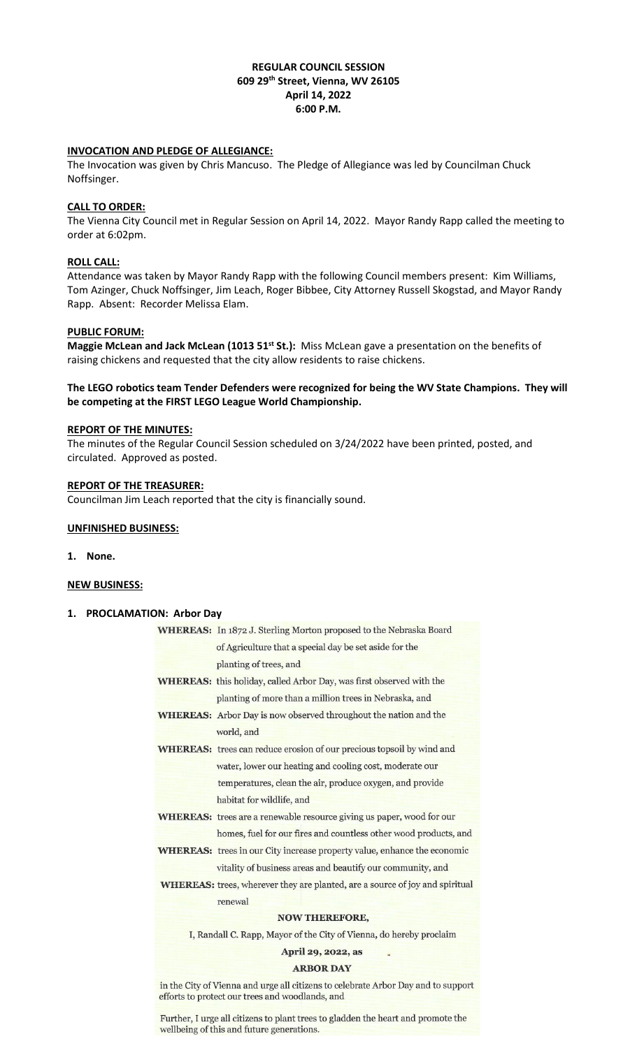**REGULAR COUNCIL SESSION**
**609 29th Street, Vienna, WV 26105**
**April 14, 2022**
**6:00 P.M.**

**INVOCATION AND PLEDGE OF ALLEGIANCE:**

The Invocation was given by Chris Mancuso. The Pledge of Allegiance was led by Councilman Chuck Noffsinger.

**CALL TO ORDER:**

The Vienna City Council met in Regular Session on April 14, 2022. Mayor Randy Rapp called the meeting to order at 6:02pm.

**ROLL CALL:**

Attendance was taken by Mayor Randy Rapp with the following Council members present: Kim Williams, Tom Azinger, Chuck Noffsinger, Jim Leach, Roger Bibbee, City Attorney Russell Skogstad, and Mayor Randy Rapp. Absent: Recorder Melissa Elam.

**PUBLIC FORUM:**

**Maggie McLean and Jack McLean (1013 51st St.):** Miss McLean gave a presentation on the benefits of raising chickens and requested that the city allow residents to raise chickens.

**The LEGO robotics team Tender Defenders were recognized for being the WV State Champions. They will be competing at the FIRST LEGO League World Championship.**

**REPORT OF THE MINUTES:**

The minutes of the Regular Council Session scheduled on 3/24/2022 have been printed, posted, and circulated. Approved as posted.

**REPORT OF THE TREASURER:**

Councilman Jim Leach reported that the city is financially sound.

**UNFINISHED BUSINESS:**

1. **None.**

**NEW BUSINESS:**

1. **PROCLAMATION: Arbor Day**

**WHEREAS:** In 1872 J. Sterling Morton proposed to the Nebraska Board of Agriculture that a special day be set aside for the planting of trees, and

**WHEREAS:** this holiday, called Arbor Day, was first observed with the planting of more than a million trees in Nebraska, and

**WHEREAS:** Arbor Day is now observed throughout the nation and the world, and

**WHEREAS:** trees can reduce erosion of our precious topsoil by wind and water, lower our heating and cooling cost, moderate our temperatures, clean the air, produce oxygen, and provide habitat for wildlife, and

**WHEREAS:** trees are a renewable resource giving us paper, wood for our homes, fuel for our fires and countless other wood products, and

**WHEREAS:** trees in our City increase property value, enhance the economic vitality of business areas and beautify our community, and

**WHEREAS:** trees, wherever they are planted, are a source of joy and spiritual renewal

**NOW THEREFORE,**

I, Randall C. Rapp, Mayor of the City of Vienna, do hereby proclaim

**April 29, 2022, as**

**ARBOR DAY**

in the City of Vienna and urge all citizens to celebrate Arbor Day and to support efforts to protect our trees and woodlands, and

Further, I urge all citizens to plant trees to gladden the heart and promote the wellbeing of this and future generations.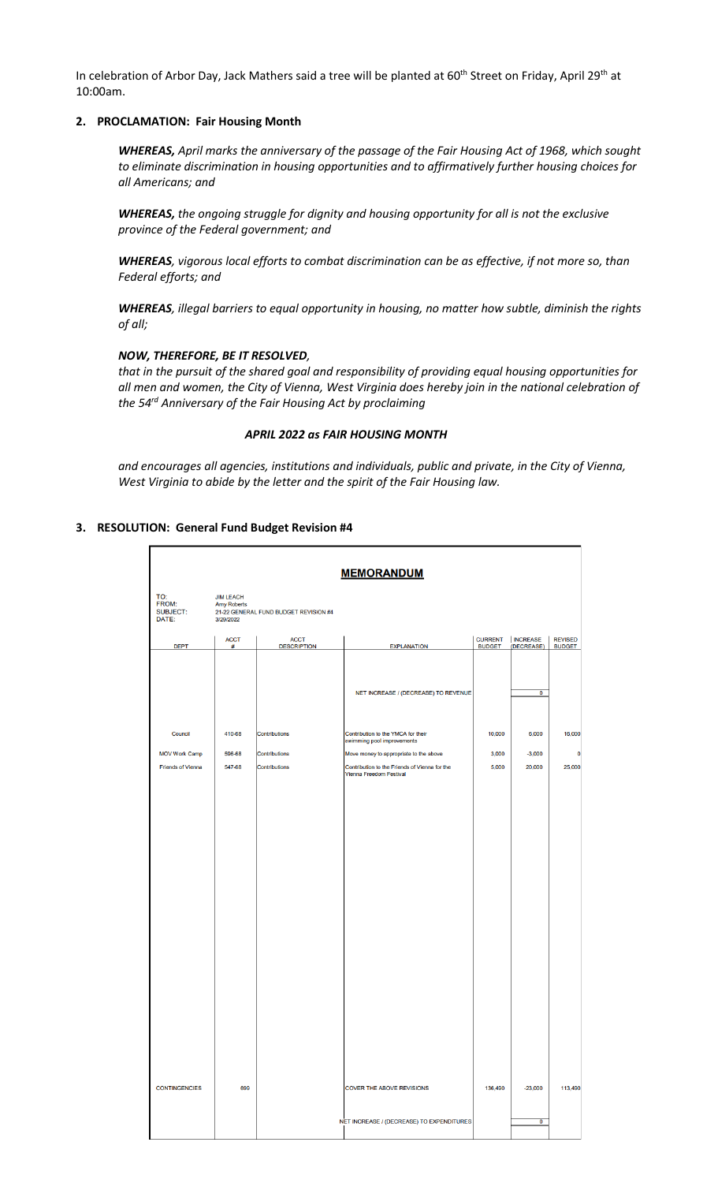In celebration of Arbor Day, Jack Mathers said a tree will be planted at 60th Street on Friday, April 29th at 10:00am.

**2. PROCLAMATION: Fair Housing Month**

***WHEREAS,*** *April marks the anniversary of the passage of the Fair Housing Act of 1968, which sought to eliminate discrimination in housing opportunities and to affirmatively further housing choices for all Americans; and*

***WHEREAS,*** *the ongoing struggle for dignity and housing opportunity for all is not the exclusive province of the Federal government; and*

***WHEREAS****, vigorous local efforts to combat discrimination can be as effective, if not more so, than Federal efforts; and*

***WHEREAS****, illegal barriers to equal opportunity in housing, no matter how subtle, diminish the rights of all;*

***NOW, THEREFORE, BE IT RESOLVED****,*

*that in the pursuit of the shared goal and responsibility of providing equal housing opportunities for all men and women, the City of Vienna, West Virginia does hereby join in the national celebration of the 54rd Anniversary of the Fair Housing Act by proclaiming*

***APRIL 2022 as FAIR HOUSING MONTH***

*and encourages all agencies, institutions and individuals, public and private, in the City of Vienna, West Virginia to abide by the letter and the spirit of the Fair Housing law.*

**3. RESOLUTION: General Fund Budget Revision #4**

**MEMORANDUM**

TO: JIM LEACH
FROM: Amy Roberts
SUBJECT: 21-22 GENERAL FUND BUDGET REVISION #4
DATE: 3/29/2022

| DEPT | ACCT # | ACCT DESCRIPTION | EXPLANATION | CURRENT BUDGET | INCREASE (DECREASE) | REVISED BUDGET |
|---|---|---|---|---|---|---|
| | | | NET INCREASE / (DECREASE) TO REVENUE | | 0 | |
| Council | 410-68 | Contributions | Contribution to the YMCA for their swimming pool improvements | 10,000 | 6,000 | 16,000 |
| MOV Work Camp | 596-68 | Contributions | Move money to appropriate to the above | 3,000 | -3,000 | 0 |
| Friends of Vienna | 547-68 | Contributions | Contribution to the Friends of Vienna for the Vienna Freedom Festival | 5,000 | 20,000 | 25,000 |
| CONTINGENCIES | 690 | | COVER THE ABOVE REVISIONS | 136,400 | -23,000 | 113,400 |
| | | | NET INCREASE / (DECREASE) TO EXPENDITURES | | 0 | |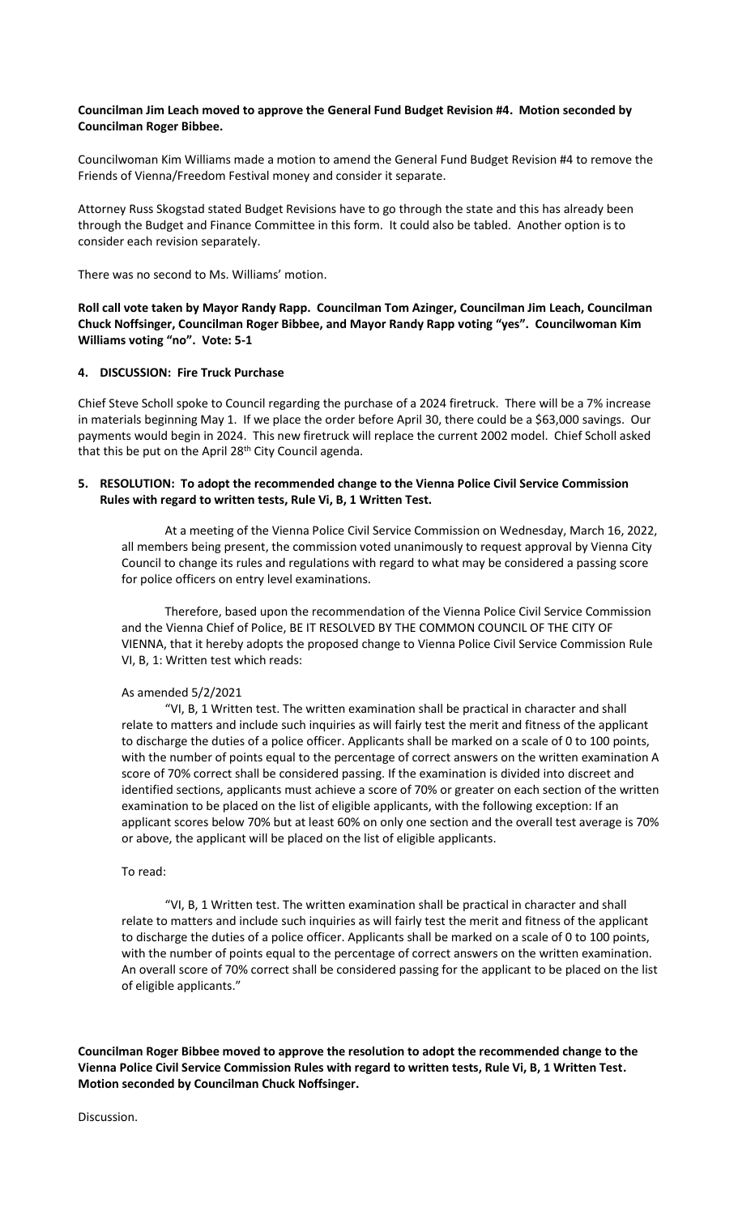**Councilman Jim Leach moved to approve the General Fund Budget Revision #4. Motion seconded by Councilman Roger Bibbee.**

Councilwoman Kim Williams made a motion to amend the General Fund Budget Revision #4 to remove the Friends of Vienna/Freedom Festival money and consider it separate.

Attorney Russ Skogstad stated Budget Revisions have to go through the state and this has already been through the Budget and Finance Committee in this form. It could also be tabled. Another option is to consider each revision separately.

There was no second to Ms. Williams' motion.

**Roll call vote taken by Mayor Randy Rapp. Councilman Tom Azinger, Councilman Jim Leach, Councilman Chuck Noffsinger, Councilman Roger Bibbee, and Mayor Randy Rapp voting "yes". Councilwoman Kim Williams voting "no". Vote: 5-1**

**4. DISCUSSION: Fire Truck Purchase**

Chief Steve Scholl spoke to Council regarding the purchase of a 2024 firetruck. There will be a 7% increase in materials beginning May 1. If we place the order before April 30, there could be a $63,000 savings. Our payments would begin in 2024. This new firetruck will replace the current 2002 model. Chief Scholl asked that this be put on the April 28th City Council agenda.

**5. RESOLUTION: To adopt the recommended change to the Vienna Police Civil Service Commission Rules with regard to written tests, Rule Vi, B, 1 Written Test.**

At a meeting of the Vienna Police Civil Service Commission on Wednesday, March 16, 2022, all members being present, the commission voted unanimously to request approval by Vienna City Council to change its rules and regulations with regard to what may be considered a passing score for police officers on entry level examinations.

Therefore, based upon the recommendation of the Vienna Police Civil Service Commission and the Vienna Chief of Police, BE IT RESOLVED BY THE COMMON COUNCIL OF THE CITY OF VIENNA, that it hereby adopts the proposed change to Vienna Police Civil Service Commission Rule VI, B, 1: Written test which reads:

As amended 5/2/2021

"VI, B, 1 Written test. The written examination shall be practical in character and shall relate to matters and include such inquiries as will fairly test the merit and fitness of the applicant to discharge the duties of a police officer. Applicants shall be marked on a scale of 0 to 100 points, with the number of points equal to the percentage of correct answers on the written examination A score of 70% correct shall be considered passing. If the examination is divided into discreet and identified sections, applicants must achieve a score of 70% or greater on each section of the written examination to be placed on the list of eligible applicants, with the following exception: If an applicant scores below 70% but at least 60% on only one section and the overall test average is 70% or above, the applicant will be placed on the list of eligible applicants.

To read:

"VI, B, 1 Written test. The written examination shall be practical in character and shall relate to matters and include such inquiries as will fairly test the merit and fitness of the applicant to discharge the duties of a police officer. Applicants shall be marked on a scale of 0 to 100 points, with the number of points equal to the percentage of correct answers on the written examination. An overall score of 70% correct shall be considered passing for the applicant to be placed on the list of eligible applicants."

**Councilman Roger Bibbee moved to approve the resolution to adopt the recommended change to the Vienna Police Civil Service Commission Rules with regard to written tests, Rule Vi, B, 1 Written Test. Motion seconded by Councilman Chuck Noffsinger.**

Discussion.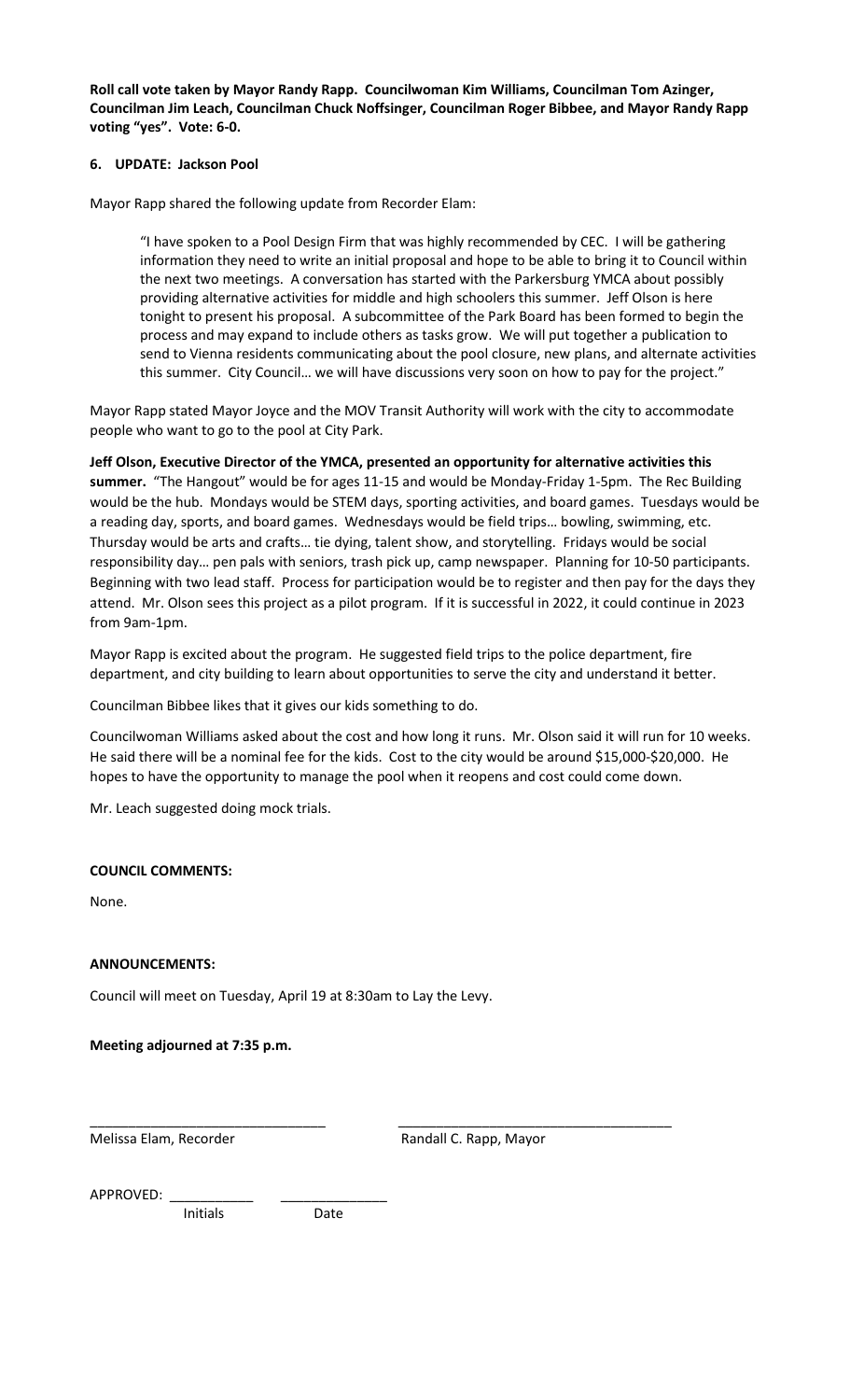**Roll call vote taken by Mayor Randy Rapp. Councilwoman Kim Williams, Councilman Tom Azinger, Councilman Jim Leach, Councilman Chuck Noffsinger, Councilman Roger Bibbee, and Mayor Randy Rapp voting "yes". Vote: 6-0.**

### 6. UPDATE: Jackson Pool

Mayor Rapp shared the following update from Recorder Elam:

> "I have spoken to a Pool Design Firm that was highly recommended by CEC. I will be gathering information they need to write an initial proposal and hope to be able to bring it to Council within the next two meetings. A conversation has started with the Parkersburg YMCA about possibly providing alternative activities for middle and high schoolers this summer. Jeff Olson is here tonight to present his proposal. A subcommittee of the Park Board has been formed to begin the process and may expand to include others as tasks grow. We will put together a publication to send to Vienna residents communicating about the pool closure, new plans, and alternate activities this summer. City Council… we will have discussions very soon on how to pay for the project."

Mayor Rapp stated Mayor Joyce and the MOV Transit Authority will work with the city to accommodate people who want to go to the pool at City Park.

**Jeff Olson, Executive Director of the YMCA, presented an opportunity for alternative activities this summer.** "The Hangout" would be for ages 11-15 and would be Monday-Friday 1-5pm. The Rec Building would be the hub. Mondays would be STEM days, sporting activities, and board games. Tuesdays would be a reading day, sports, and board games. Wednesdays would be field trips… bowling, swimming, etc. Thursday would be arts and crafts… tie dying, talent show, and storytelling. Fridays would be social responsibility day… pen pals with seniors, trash pick up, camp newspaper. Planning for 10-50 participants. Beginning with two lead staff. Process for participation would be to register and then pay for the days they attend. Mr. Olson sees this project as a pilot program. If it is successful in 2022, it could continue in 2023 from 9am-1pm.

Mayor Rapp is excited about the program. He suggested field trips to the police department, fire department, and city building to learn about opportunities to serve the city and understand it better.

Councilman Bibbee likes that it gives our kids something to do.

Councilwoman Williams asked about the cost and how long it runs. Mr. Olson said it will run for 10 weeks. He said there will be a nominal fee for the kids. Cost to the city would be around $15,000-$20,000. He hopes to have the opportunity to manage the pool when it reopens and cost could come down.

Mr. Leach suggested doing mock trials.

**COUNCIL COMMENTS:**

None.

**ANNOUNCEMENTS:**

Council will meet on Tuesday, April 19 at 8:30am to Lay the Levy.

**Meeting adjourned at 7:35 p.m.**

_______________________________ Melissa Elam, Recorder

___________________________________ Randall C. Rapp, Mayor

APPROVED: ___________ Initials ______________ Date